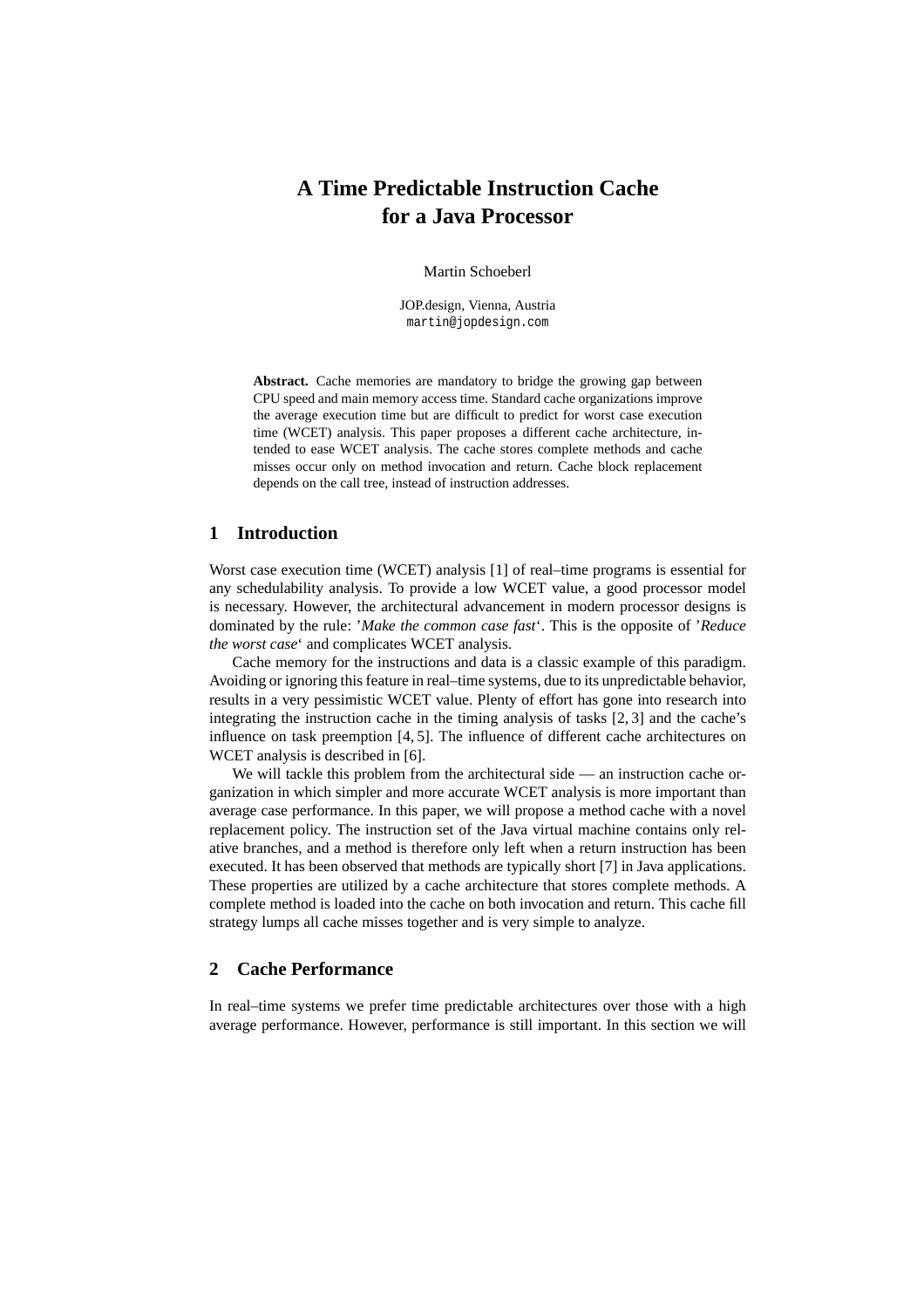# A Time Predictable Instruction Cache for a Java Processor

Martin Schoeberl

JOP.design, Vienna, Austria
martin@jopdesign.com

**Abstract.** Cache memories are mandatory to bridge the growing gap between CPU speed and main memory access time. Standard cache organizations improve the average execution time but are difficult to predict for worst case execution time (WCET) analysis. This paper proposes a different cache architecture, intended to ease WCET analysis. The cache stores complete methods and cache misses occur only on method invocation and return. Cache block replacement depends on the call tree, instead of instruction addresses.

## 1 Introduction

Worst case execution time (WCET) analysis [1] of real–time programs is essential for any schedulability analysis. To provide a low WCET value, a good processor model is necessary. However, the architectural advancement in modern processor designs is dominated by the rule: '*Make the common case fast*'. This is the opposite of '*Reduce the worst case*' and complicates WCET analysis.

Cache memory for the instructions and data is a classic example of this paradigm. Avoiding or ignoring this feature in real–time systems, due to its unpredictable behavior, results in a very pessimistic WCET value. Plenty of effort has gone into research into integrating the instruction cache in the timing analysis of tasks [2, 3] and the cache's influence on task preemption [4, 5]. The influence of different cache architectures on WCET analysis is described in [6].

We will tackle this problem from the architectural side — an instruction cache organization in which simpler and more accurate WCET analysis is more important than average case performance. In this paper, we will propose a method cache with a novel replacement policy. The instruction set of the Java virtual machine contains only relative branches, and a method is therefore only left when a return instruction has been executed. It has been observed that methods are typically short [7] in Java applications. These properties are utilized by a cache architecture that stores complete methods. A complete method is loaded into the cache on both invocation and return. This cache fill strategy lumps all cache misses together and is very simple to analyze.

## 2 Cache Performance

In real–time systems we prefer time predictable architectures over those with a high average performance. However, performance is still important. In this section we will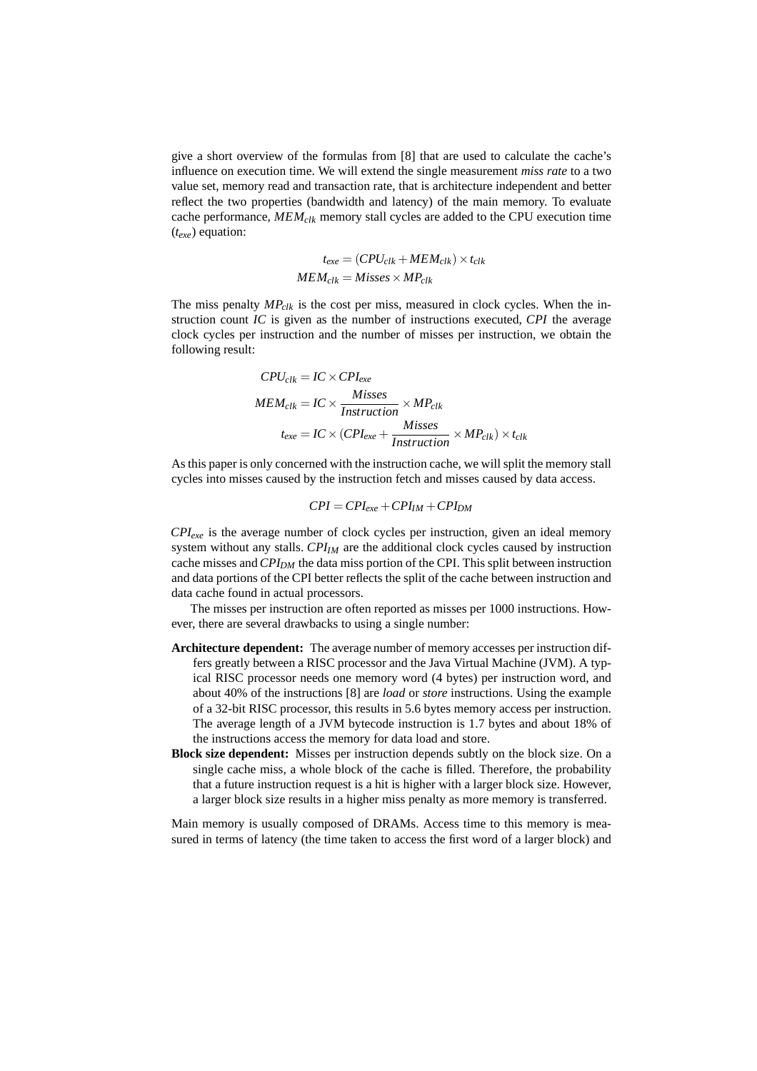give a short overview of the formulas from [8] that are used to calculate the cache's influence on execution time. We will extend the single measurement *miss rate* to a two value set, memory read and transaction rate, that is architecture independent and better reflect the two properties (bandwidth and latency) of the main memory. To evaluate cache performance, $MEM_{clk}$ memory stall cycles are added to the CPU execution time ($t_{exe}$) equation:

$$
\begin{aligned}
t_{exe} &= (CPU_{clk} + MEM_{clk}) \times t_{clk} \\
MEM_{clk} &= Misses \times MP_{clk}
\end{aligned}
$$

The miss penalty $MP_{clk}$ is the cost per miss, measured in clock cycles. When the instruction count $IC$ is given as the number of instructions executed, $CPI$ the average clock cycles per instruction and the number of misses per instruction, we obtain the following result:

$$
\begin{aligned}
CPU_{clk} &= IC \times CPI_{exe} \\
MEM_{clk} &= IC \times \frac{Misses}{Instruction} \times MP_{clk} \\
t_{exe} &= IC \times (CPI_{exe} + \frac{Misses}{Instruction} \times MP_{clk}) \times t_{clk}
\end{aligned}
$$

As this paper is only concerned with the instruction cache, we will split the memory stall cycles into misses caused by the instruction fetch and misses caused by data access.

$$
CPI = CPI_{exe} + CPI_{IM} + CPI_{DM}
$$

$CPI_{exe}$ is the average number of clock cycles per instruction, given an ideal memory system without any stalls. $CPI_{IM}$ are the additional clock cycles caused by instruction cache misses and $CPI_{DM}$ the data miss portion of the CPI. This split between instruction and data portions of the CPI better reflects the split of the cache between instruction and data cache found in actual processors.

The misses per instruction are often reported as misses per 1000 instructions. However, there are several drawbacks to using a single number:

**Architecture dependent:** The average number of memory accesses per instruction differs greatly between a RISC processor and the Java Virtual Machine (JVM). A typical RISC processor needs one memory word (4 bytes) per instruction word, and about 40% of the instructions [8] are *load* or *store* instructions. Using the example of a 32-bit RISC processor, this results in 5.6 bytes memory access per instruction. The average length of a JVM bytecode instruction is 1.7 bytes and about 18% of the instructions access the memory for data load and store.

**Block size dependent:** Misses per instruction depends subtly on the block size. On a single cache miss, a whole block of the cache is filled. Therefore, the probability that a future instruction request is a hit is higher with a larger block size. However, a larger block size results in a higher miss penalty as more memory is transferred.

Main memory is usually composed of DRAMs. Access time to this memory is measured in terms of latency (the time taken to access the first word of a larger block) and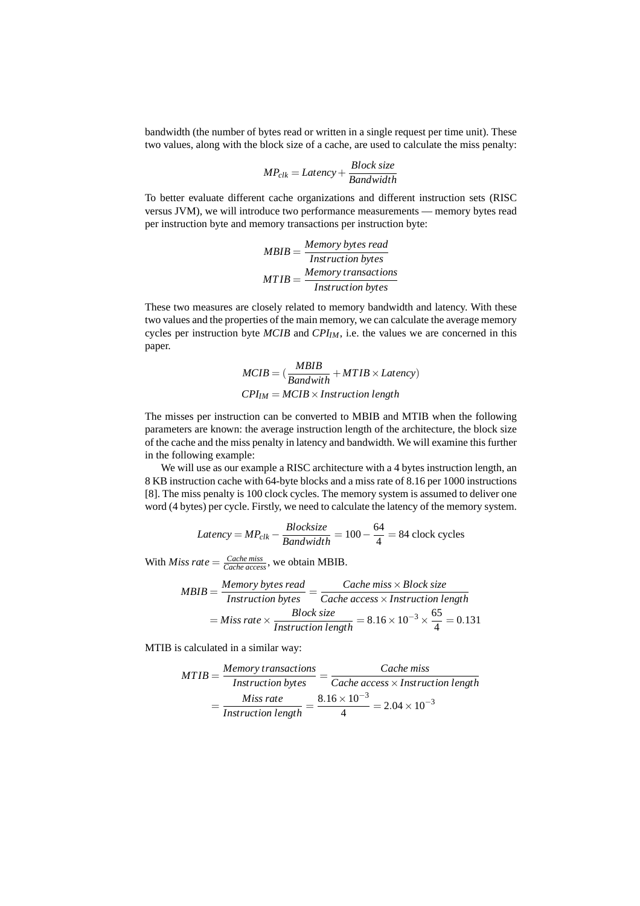bandwidth (the number of bytes read or written in a single request per time unit). These two values, along with the block size of a cache, are used to calculate the miss penalty:

$$MP_{clk} = Latency + \frac{Block\ size}{Bandwidth}$$

To better evaluate different cache organizations and different instruction sets (RISC versus JVM), we will introduce two performance measurements — memory bytes read per instruction byte and memory transactions per instruction byte:

$$MBIB = \frac{Memory\ bytes\ read}{Instruction\ bytes}$$

$$MTIB = \frac{Memory\ transactions}{Instruction\ bytes}$$

These two measures are closely related to memory bandwidth and latency. With these two values and the properties of the main memory, we can calculate the average memory cycles per instruction byte *MCIB* and $CPI_{IM}$, i.e. the values we are concerned in this paper.

$$MCIB = (\frac{MBIB}{Bandwith} + MTIB \times Latency)$$

$$CPI_{IM} = MCIB \times Instruction\ length$$

The misses per instruction can be converted to MBIB and MTIB when the following parameters are known: the average instruction length of the architecture, the block size of the cache and the miss penalty in latency and bandwidth. We will examine this further in the following example:

We will use as our example a RISC architecture with a 4 bytes instruction length, an 8 KB instruction cache with 64-byte blocks and a miss rate of 8.16 per 1000 instructions [8]. The miss penalty is 100 clock cycles. The memory system is assumed to deliver one word (4 bytes) per cycle. Firstly, we need to calculate the latency of the memory system.

$$Latency = MP_{clk} - \frac{Blocksize}{Bandwidth} = 100 - \frac{64}{4} = 84 \text{ clock cycles}$$

With $Miss\ rate = \frac{Cache\ miss}{Cache\ access}$, we obtain MBIB.

$$MBIB = \frac{Memory\ bytes\ read}{Instruction\ bytes} = \frac{Cache\ miss \times Block\ size}{Cache\ access \times Instruction\ length}$$

$$= Miss\ rate \times \frac{Block\ size}{Instruction\ length} = 8.16 \times 10^{-3} \times \frac{65}{4} = 0.131$$

MTIB is calculated in a similar way:

$$MTIB = \frac{Memory\ transactions}{Instruction\ bytes} = \frac{Cache\ miss}{Cache\ access \times Instruction\ length}$$

$$= \frac{Miss\ rate}{Instruction\ length} = \frac{8.16 \times 10^{-3}}{4} = 2.04 \times 10^{-3}$$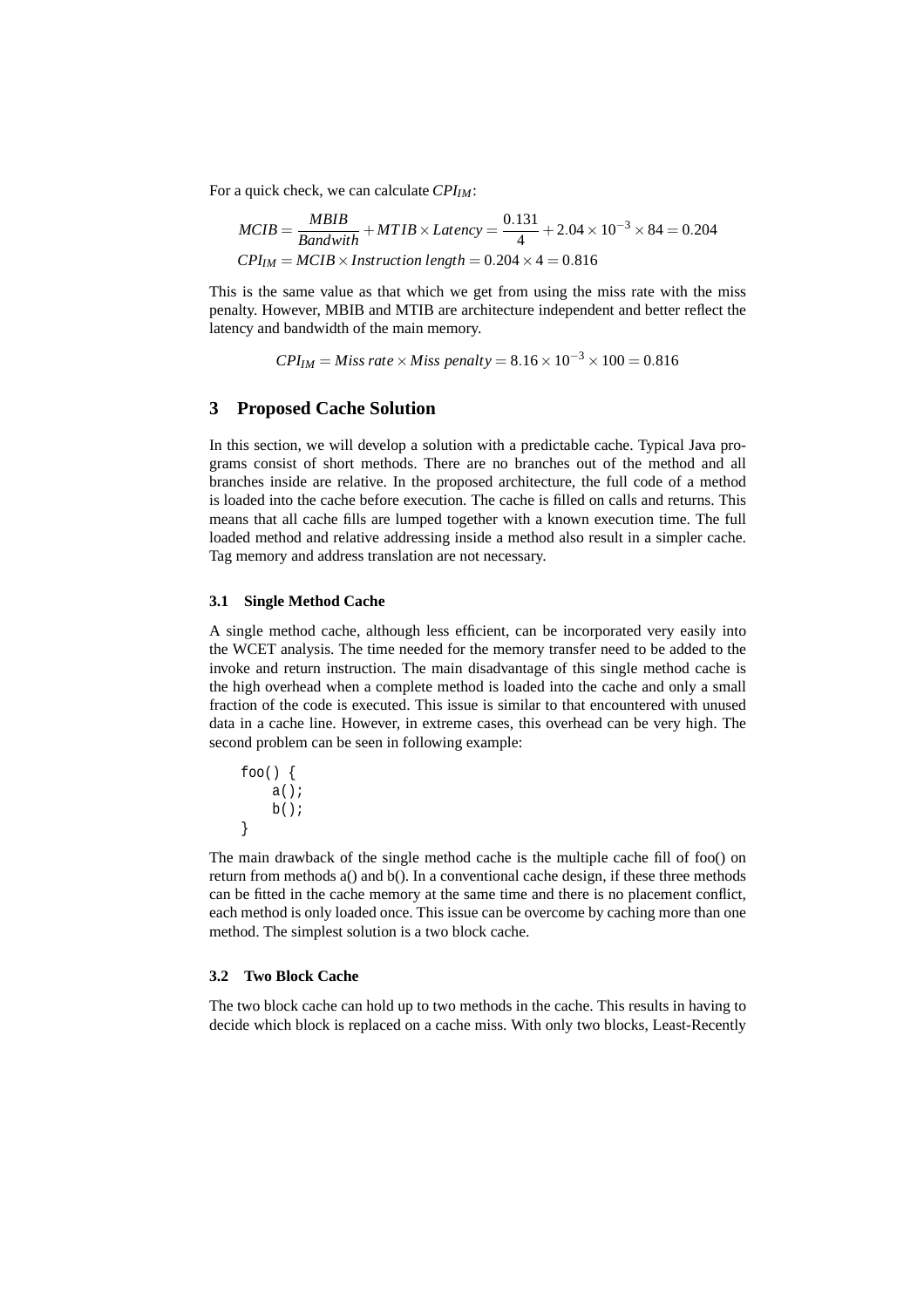For a quick check, we can calculate $CPI_{IM}$:

$$MCIB = \frac{MBIB}{Bandwith} + MTIB \times Latency = \frac{0.131}{4} + 2.04 \times 10^{-3} \times 84 = 0.204$$

$$CPI_{IM} = MCIB \times Instruction\ length = 0.204 \times 4 = 0.816$$

This is the same value as that which we get from using the miss rate with the miss penalty. However, MBIB and MTIB are architecture independent and better reflect the latency and bandwidth of the main memory.

$$CPI_{IM} = Miss\ rate \times Miss\ penalty = 8.16 \times 10^{-3} \times 100 = 0.816$$

## 3 Proposed Cache Solution

In this section, we will develop a solution with a predictable cache. Typical Java programs consist of short methods. There are no branches out of the method and all branches inside are relative. In the proposed architecture, the full code of a method is loaded into the cache before execution. The cache is filled on calls and returns. This means that all cache fills are lumped together with a known execution time. The full loaded method and relative addressing inside a method also result in a simpler cache. Tag memory and address translation are not necessary.

### 3.1 Single Method Cache

A single method cache, although less efficient, can be incorporated very easily into the WCET analysis. The time needed for the memory transfer need to be added to the invoke and return instruction. The main disadvantage of this single method cache is the high overhead when a complete method is loaded into the cache and only a small fraction of the code is executed. This issue is similar to that encountered with unused data in a cache line. However, in extreme cases, this overhead can be very high. The second problem can be seen in following example:

```
foo() {
    a();
    b();
}
```

The main drawback of the single method cache is the multiple cache fill of foo() on return from methods a() and b(). In a conventional cache design, if these three methods can be fitted in the cache memory at the same time and there is no placement conflict, each method is only loaded once. This issue can be overcome by caching more than one method. The simplest solution is a two block cache.

### 3.2 Two Block Cache

The two block cache can hold up to two methods in the cache. This results in having to decide which block is replaced on a cache miss. With only two blocks, Least-Recently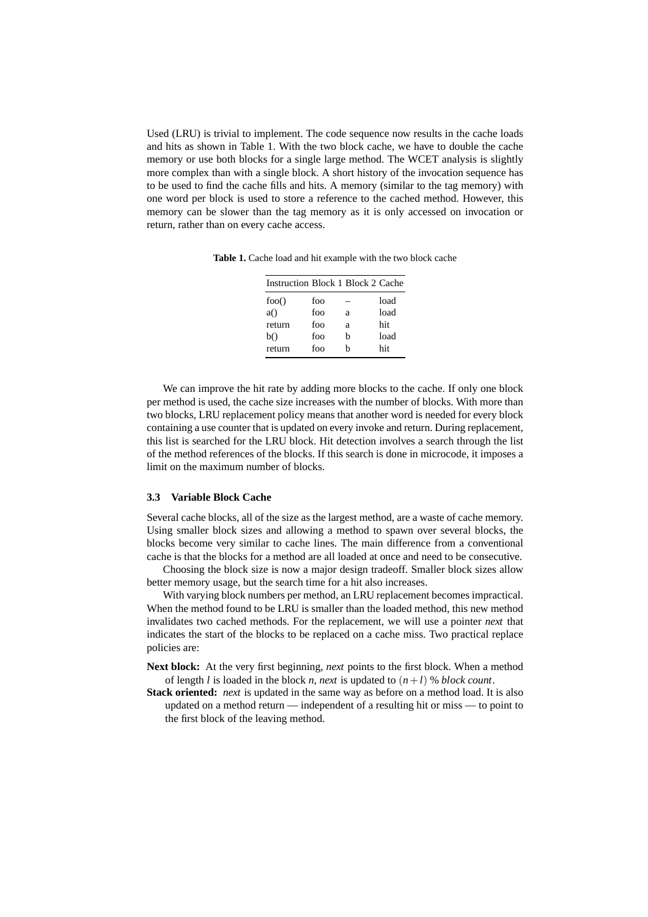Used (LRU) is trivial to implement. The code sequence now results in the cache loads and hits as shown in Table 1. With the two block cache, we have to double the cache memory or use both blocks for a single large method. The WCET analysis is slightly more complex than with a single block. A short history of the invocation sequence has to be used to find the cache fills and hits. A memory (similar to the tag memory) with one word per block is used to store a reference to the cached method. However, this memory can be slower than the tag memory as it is only accessed on invocation or return, rather than on every cache access.

**Table 1.** Cache load and hit example with the two block cache

| Instruction | Block 1 | Block 2 | Cache |
|---|---|---|---|
| foo() | foo | – | load |
| a() | foo | a | load |
| return | foo | a | hit |
| b() | foo | b | load |
| return | foo | b | hit |

We can improve the hit rate by adding more blocks to the cache. If only one block per method is used, the cache size increases with the number of blocks. With more than two blocks, LRU replacement policy means that another word is needed for every block containing a use counter that is updated on every invoke and return. During replacement, this list is searched for the LRU block. Hit detection involves a search through the list of the method references of the blocks. If this search is done in microcode, it imposes a limit on the maximum number of blocks.

### 3.3 Variable Block Cache

Several cache blocks, all of the size as the largest method, are a waste of cache memory. Using smaller block sizes and allowing a method to spawn over several blocks, the blocks become very similar to cache lines. The main difference from a conventional cache is that the blocks for a method are all loaded at once and need to be consecutive.

Choosing the block size is now a major design tradeoff. Smaller block sizes allow better memory usage, but the search time for a hit also increases.

With varying block numbers per method, an LRU replacement becomes impractical. When the method found to be LRU is smaller than the loaded method, this new method invalidates two cached methods. For the replacement, we will use a pointer *next* that indicates the start of the blocks to be replaced on a cache miss. Two practical replace policies are:

**Next block:** At the very first beginning, *next* points to the first block. When a method of length $l$ is loaded in the block $n$, *next* is updated to $(n+l)$ % *block count*.

**Stack oriented:** *next* is updated in the same way as before on a method load. It is also updated on a method return — independent of a resulting hit or miss — to point to the first block of the leaving method.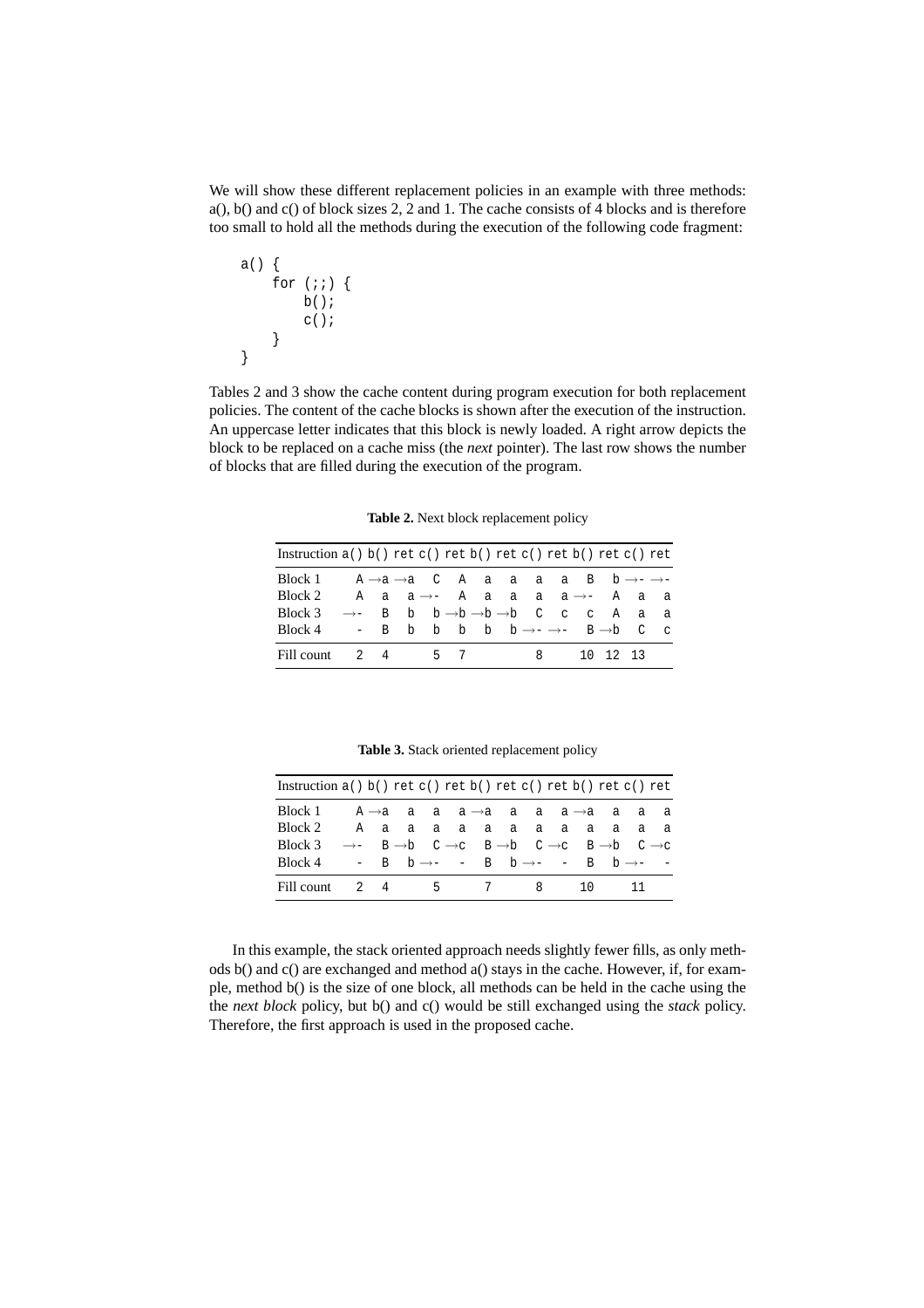We will show these different replacement policies in an example with three methods: a(), b() and c() of block sizes 2, 2 and 1. The cache consists of 4 blocks and is therefore too small to hold all the methods during the execution of the following code fragment:

```
a() {
    for (;;) {
        b();
        c();
    }
}
```

Tables 2 and 3 show the cache content during program execution for both replacement policies. The content of the cache blocks is shown after the execution of the instruction. An uppercase letter indicates that this block is newly loaded. A right arrow depicts the block to be replaced on a cache miss (the *next* pointer). The last row shows the number of blocks that are filled during the execution of the program.

**Table 2.** Next block replacement policy

| Instruction | a() | b() | ret | c() | ret | b() | ret | c() | ret | b() | ret | c() | ret |
|---|---|---|---|---|---|---|---|---|---|---|---|---|---|
| Block 1 | A | →a | →a | C | A | a | a | a | a | B | b | →- | →- |
| Block 2 | A | a | a | →- | A | a | a | a | a | →- | A | a | a |
| Block 3 | →- | B | b | b | →b | →b | →b | C | c | c | A | a | a |
| Block 4 | - | B | b | b | b | b | b | →- | →- | B | →b | C | c |
| Fill count | 2 | 4 | | 5 | 7 | | | 8 | | 10 | 12 | 13 | |

**Table 3.** Stack oriented replacement policy

| Instruction | a() | b() | ret | c() | ret | b() | ret | c() | ret | b() | ret | c() | ret |
|---|---|---|---|---|---|---|---|---|---|---|---|---|---|
| Block 1 | A | →a | a | a | a | →a | a | a | a | →a | a | a | a |
| Block 2 | A | a | a | a | a | a | a | a | a | a | a | a | a |
| Block 3 | →- | B | →b | C | →c | B | →b | C | →c | B | →b | C | →c |
| Block 4 | - | B | b | →- | - | B | b | →- | - | B | b | →- | - |
| Fill count | 2 | 4 | | 5 | | 7 | | 8 | | 10 | | 11 | |

In this example, the stack oriented approach needs slightly fewer fills, as only methods b() and c() are exchanged and method a() stays in the cache. However, if, for example, method b() is the size of one block, all methods can be held in the cache using the the *next block* policy, but b() and c() would be still exchanged using the *stack* policy. Therefore, the first approach is used in the proposed cache.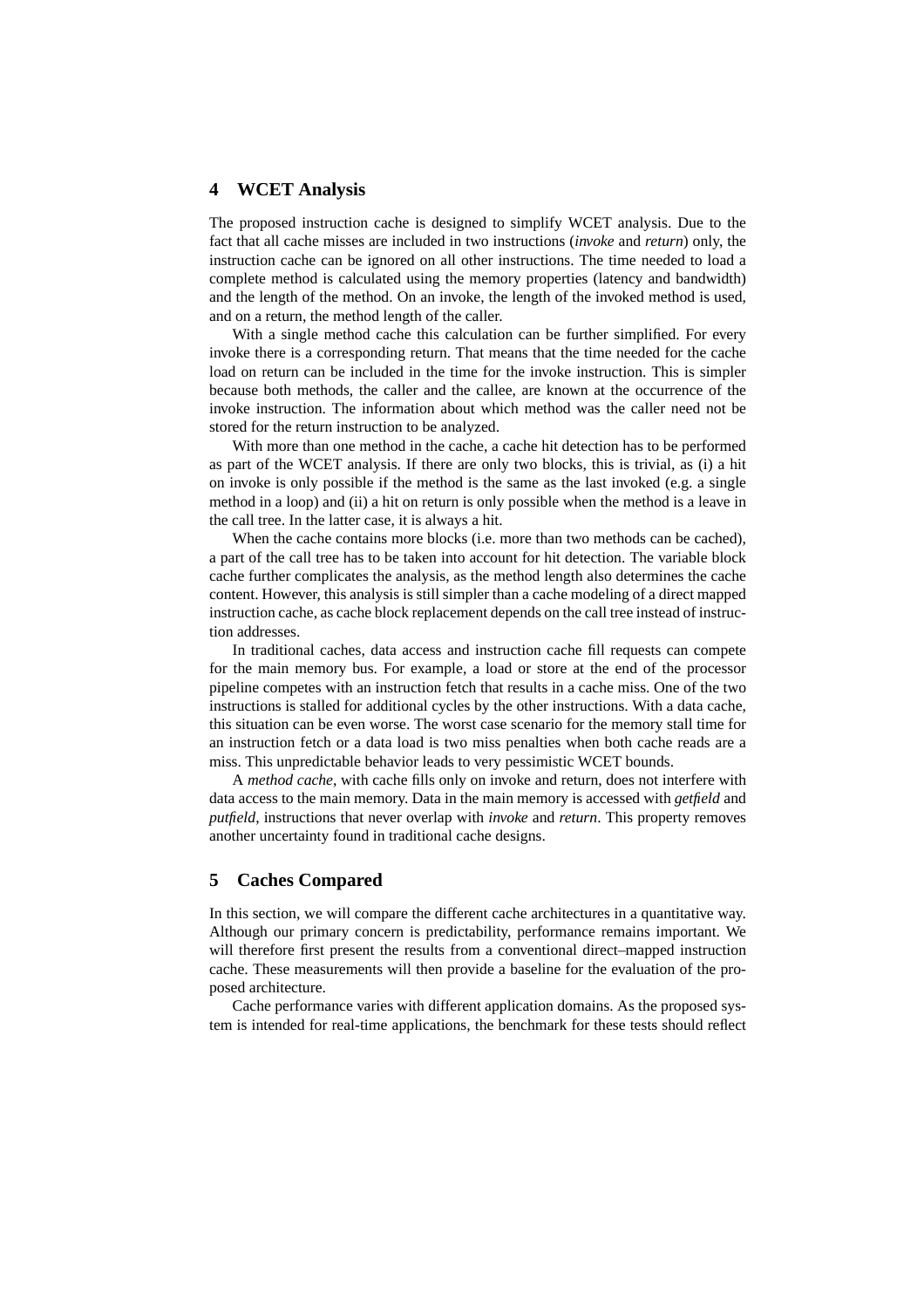## 4 WCET Analysis

The proposed instruction cache is designed to simplify WCET analysis. Due to the fact that all cache misses are included in two instructions (*invoke* and *return*) only, the instruction cache can be ignored on all other instructions. The time needed to load a complete method is calculated using the memory properties (latency and bandwidth) and the length of the method. On an invoke, the length of the invoked method is used, and on a return, the method length of the caller.

With a single method cache this calculation can be further simplified. For every invoke there is a corresponding return. That means that the time needed for the cache load on return can be included in the time for the invoke instruction. This is simpler because both methods, the caller and the callee, are known at the occurrence of the invoke instruction. The information about which method was the caller need not be stored for the return instruction to be analyzed.

With more than one method in the cache, a cache hit detection has to be performed as part of the WCET analysis. If there are only two blocks, this is trivial, as (i) a hit on invoke is only possible if the method is the same as the last invoked (e.g. a single method in a loop) and (ii) a hit on return is only possible when the method is a leave in the call tree. In the latter case, it is always a hit.

When the cache contains more blocks (i.e. more than two methods can be cached), a part of the call tree has to be taken into account for hit detection. The variable block cache further complicates the analysis, as the method length also determines the cache content. However, this analysis is still simpler than a cache modeling of a direct mapped instruction cache, as cache block replacement depends on the call tree instead of instruction addresses.

In traditional caches, data access and instruction cache fill requests can compete for the main memory bus. For example, a load or store at the end of the processor pipeline competes with an instruction fetch that results in a cache miss. One of the two instructions is stalled for additional cycles by the other instructions. With a data cache, this situation can be even worse. The worst case scenario for the memory stall time for an instruction fetch or a data load is two miss penalties when both cache reads are a miss. This unpredictable behavior leads to very pessimistic WCET bounds.

A *method cache*, with cache fills only on invoke and return, does not interfere with data access to the main memory. Data in the main memory is accessed with *getfield* and *putfield*, instructions that never overlap with *invoke* and *return*. This property removes another uncertainty found in traditional cache designs.

## 5 Caches Compared

In this section, we will compare the different cache architectures in a quantitative way. Although our primary concern is predictability, performance remains important. We will therefore first present the results from a conventional direct–mapped instruction cache. These measurements will then provide a baseline for the evaluation of the proposed architecture.

Cache performance varies with different application domains. As the proposed system is intended for real-time applications, the benchmark for these tests should reflect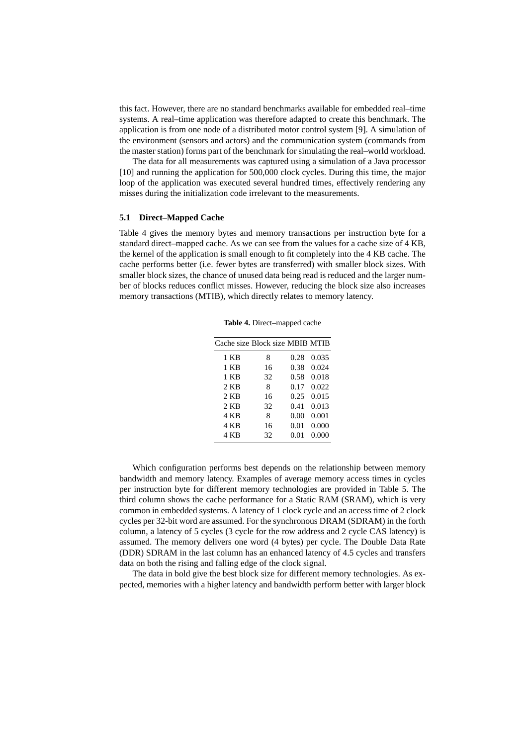this fact. However, there are no standard benchmarks available for embedded real–time systems. A real–time application was therefore adapted to create this benchmark. The application is from one node of a distributed motor control system [9]. A simulation of the environment (sensors and actors) and the communication system (commands from the master station) forms part of the benchmark for simulating the real–world workload.

The data for all measurements was captured using a simulation of a Java processor [10] and running the application for 500,000 clock cycles. During this time, the major loop of the application was executed several hundred times, effectively rendering any misses during the initialization code irrelevant to the measurements.

### 5.1 Direct–Mapped Cache

Table 4 gives the memory bytes and memory transactions per instruction byte for a standard direct–mapped cache. As we can see from the values for a cache size of 4 KB, the kernel of the application is small enough to fit completely into the 4 KB cache. The cache performs better (i.e. fewer bytes are transferred) with smaller block sizes. With smaller block sizes, the chance of unused data being read is reduced and the larger number of blocks reduces conflict misses. However, reducing the block size also increases memory transactions (MTIB), which directly relates to memory latency.

**Table 4.** Direct–mapped cache

| Cache size | Block size | MBIB | MTIB |
|---|---|---|---|
| 1 KB | 8 | 0.28 | 0.035 |
| 1 KB | 16 | 0.38 | 0.024 |
| 1 KB | 32 | 0.58 | 0.018 |
| 2 KB | 8 | 0.17 | 0.022 |
| 2 KB | 16 | 0.25 | 0.015 |
| 2 KB | 32 | 0.41 | 0.013 |
| 4 KB | 8 | 0.00 | 0.001 |
| 4 KB | 16 | 0.01 | 0.000 |
| 4 KB | 32 | 0.01 | 0.000 |

Which configuration performs best depends on the relationship between memory bandwidth and memory latency. Examples of average memory access times in cycles per instruction byte for different memory technologies are provided in Table 5. The third column shows the cache performance for a Static RAM (SRAM), which is very common in embedded systems. A latency of 1 clock cycle and an access time of 2 clock cycles per 32-bit word are assumed. For the synchronous DRAM (SDRAM) in the forth column, a latency of 5 cycles (3 cycle for the row address and 2 cycle CAS latency) is assumed. The memory delivers one word (4 bytes) per cycle. The Double Data Rate (DDR) SDRAM in the last column has an enhanced latency of 4.5 cycles and transfers data on both the rising and falling edge of the clock signal.

The data in bold give the best block size for different memory technologies. As expected, memories with a higher latency and bandwidth perform better with larger block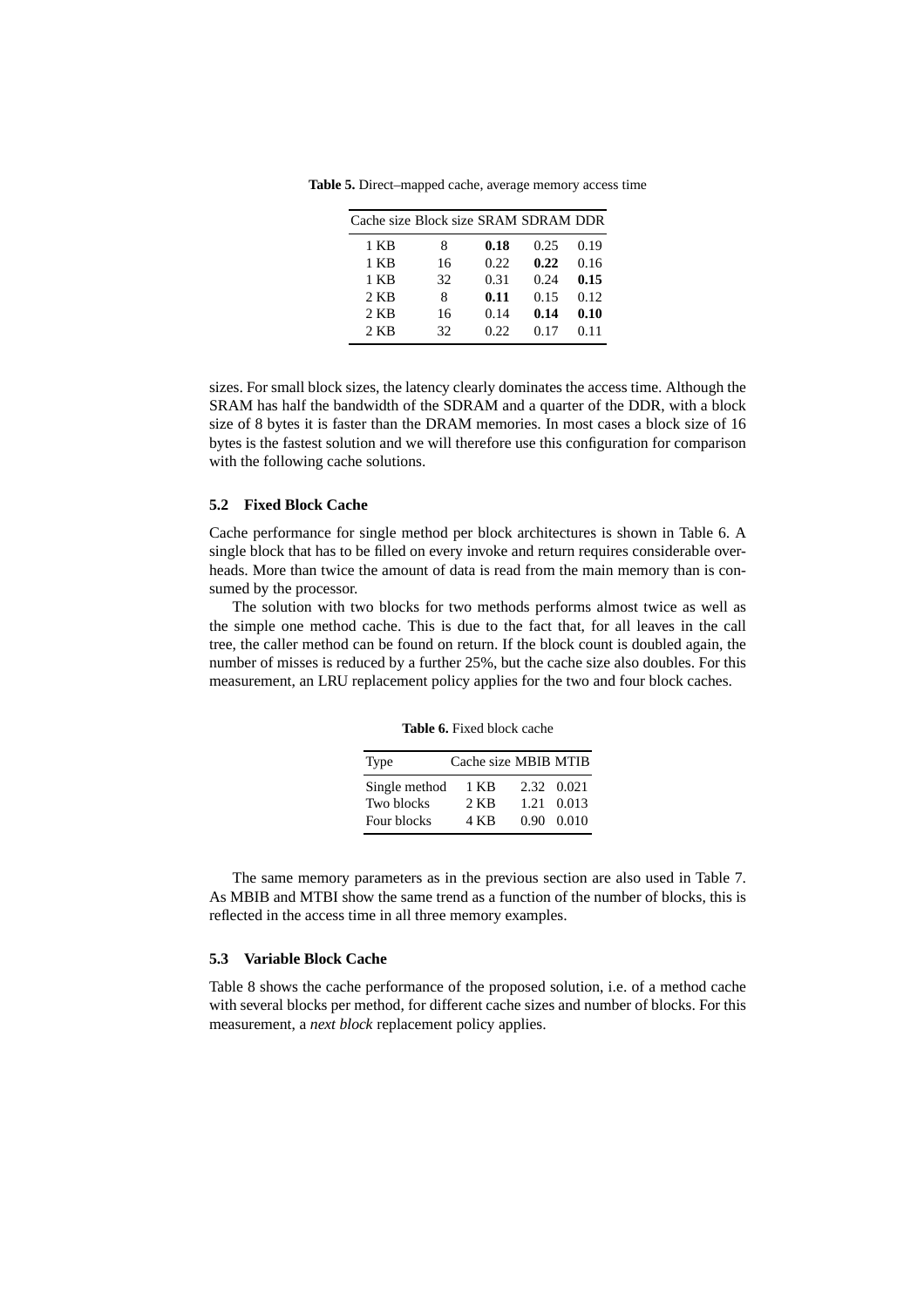**Table 5.** Direct–mapped cache, average memory access time

| Cache size | Block size | SRAM | SDRAM | DDR |
|---|---|---|---|---|
| 1 KB | 8 | **0.18** | 0.25 | 0.19 |
| 1 KB | 16 | 0.22 | **0.22** | 0.16 |
| 1 KB | 32 | 0.31 | 0.24 | **0.15** |
| 2 KB | 8 | **0.11** | 0.15 | 0.12 |
| 2 KB | 16 | 0.14 | **0.14** | **0.10** |
| 2 KB | 32 | 0.22 | 0.17 | 0.11 |

sizes. For small block sizes, the latency clearly dominates the access time. Although the SRAM has half the bandwidth of the SDRAM and a quarter of the DDR, with a block size of 8 bytes it is faster than the DRAM memories. In most cases a block size of 16 bytes is the fastest solution and we will therefore use this configuration for comparison with the following cache solutions.

### 5.2 Fixed Block Cache

Cache performance for single method per block architectures is shown in Table 6. A single block that has to be filled on every invoke and return requires considerable overheads. More than twice the amount of data is read from the main memory than is consumed by the processor.

The solution with two blocks for two methods performs almost twice as well as the simple one method cache. This is due to the fact that, for all leaves in the call tree, the caller method can be found on return. If the block count is doubled again, the number of misses is reduced by a further 25%, but the cache size also doubles. For this measurement, an LRU replacement policy applies for the two and four block caches.

**Table 6.** Fixed block cache

| Type | Cache size | MBIB | MTIB |
|---|---|---|---|
| Single method | 1 KB | 2.32 | 0.021 |
| Two blocks | 2 KB | 1.21 | 0.013 |
| Four blocks | 4 KB | 0.90 | 0.010 |

The same memory parameters as in the previous section are also used in Table 7. As MBIB and MTBI show the same trend as a function of the number of blocks, this is reflected in the access time in all three memory examples.

### 5.3 Variable Block Cache

Table 8 shows the cache performance of the proposed solution, i.e. of a method cache with several blocks per method, for different cache sizes and number of blocks. For this measurement, a *next block* replacement policy applies.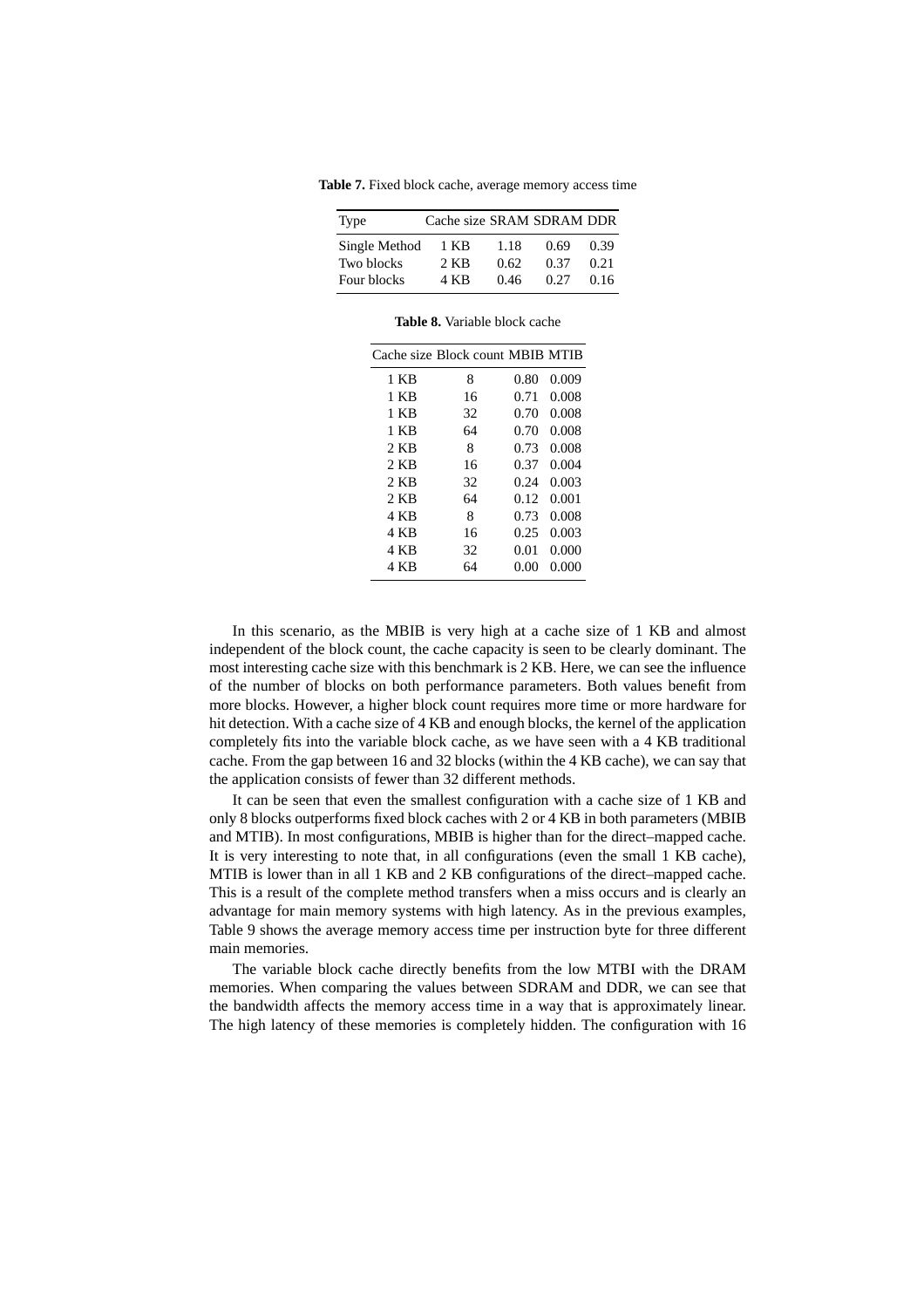**Table 7.** Fixed block cache, average memory access time

| Type | Cache size | SRAM | SDRAM | DDR |
|---|---|---|---|---|
| Single Method | 1 KB | 1.18 | 0.69 | 0.39 |
| Two blocks | 2 KB | 0.62 | 0.37 | 0.21 |
| Four blocks | 4 KB | 0.46 | 0.27 | 0.16 |

**Table 8.** Variable block cache

| Cache size | Block count | MBIB | MTIB |
|---|---|---|---|
| 1 KB | 8 | 0.80 | 0.009 |
| 1 KB | 16 | 0.71 | 0.008 |
| 1 KB | 32 | 0.70 | 0.008 |
| 1 KB | 64 | 0.70 | 0.008 |
| 2 KB | 8 | 0.73 | 0.008 |
| 2 KB | 16 | 0.37 | 0.004 |
| 2 KB | 32 | 0.24 | 0.003 |
| 2 KB | 64 | 0.12 | 0.001 |
| 4 KB | 8 | 0.73 | 0.008 |
| 4 KB | 16 | 0.25 | 0.003 |
| 4 KB | 32 | 0.01 | 0.000 |
| 4 KB | 64 | 0.00 | 0.000 |

In this scenario, as the MBIB is very high at a cache size of 1 KB and almost independent of the block count, the cache capacity is seen to be clearly dominant. The most interesting cache size with this benchmark is 2 KB. Here, we can see the influence of the number of blocks on both performance parameters. Both values benefit from more blocks. However, a higher block count requires more time or more hardware for hit detection. With a cache size of 4 KB and enough blocks, the kernel of the application completely fits into the variable block cache, as we have seen with a 4 KB traditional cache. From the gap between 16 and 32 blocks (within the 4 KB cache), we can say that the application consists of fewer than 32 different methods.

It can be seen that even the smallest configuration with a cache size of 1 KB and only 8 blocks outperforms fixed block caches with 2 or 4 KB in both parameters (MBIB and MTIB). In most configurations, MBIB is higher than for the direct–mapped cache. It is very interesting to note that, in all configurations (even the small 1 KB cache), MTIB is lower than in all 1 KB and 2 KB configurations of the direct–mapped cache. This is a result of the complete method transfers when a miss occurs and is clearly an advantage for main memory systems with high latency. As in the previous examples, Table 9 shows the average memory access time per instruction byte for three different main memories.

The variable block cache directly benefits from the low MTBI with the DRAM memories. When comparing the values between SDRAM and DDR, we can see that the bandwidth affects the memory access time in a way that is approximately linear. The high latency of these memories is completely hidden. The configuration with 16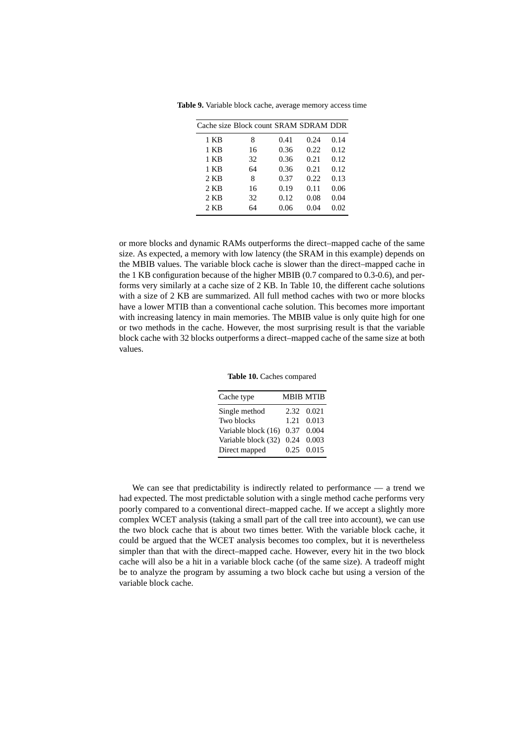**Table 9.** Variable block cache, average memory access time

| Cache size | Block count | SRAM | SDRAM | DDR |
|---|---|---|---|---|
| 1 KB | 8 | 0.41 | 0.24 | 0.14 |
| 1 KB | 16 | 0.36 | 0.22 | 0.12 |
| 1 KB | 32 | 0.36 | 0.21 | 0.12 |
| 1 KB | 64 | 0.36 | 0.21 | 0.12 |
| 2 KB | 8 | 0.37 | 0.22 | 0.13 |
| 2 KB | 16 | 0.19 | 0.11 | 0.06 |
| 2 KB | 32 | 0.12 | 0.08 | 0.04 |
| 2 KB | 64 | 0.06 | 0.04 | 0.02 |

or more blocks and dynamic RAMs outperforms the direct–mapped cache of the same size. As expected, a memory with low latency (the SRAM in this example) depends on the MBIB values. The variable block cache is slower than the direct–mapped cache in the 1 KB configuration because of the higher MBIB (0.7 compared to 0.3-0.6), and performs very similarly at a cache size of 2 KB. In Table 10, the different cache solutions with a size of 2 KB are summarized. All full method caches with two or more blocks have a lower MTIB than a conventional cache solution. This becomes more important with increasing latency in main memories. The MBIB value is only quite high for one or two methods in the cache. However, the most surprising result is that the variable block cache with 32 blocks outperforms a direct–mapped cache of the same size at both values.

**Table 10.** Caches compared

| Cache type | MBIB | MTIB |
|---|---|---|
| Single method | 2.32 | 0.021 |
| Two blocks | 1.21 | 0.013 |
| Variable block (16) | 0.37 | 0.004 |
| Variable block (32) | 0.24 | 0.003 |
| Direct mapped | 0.25 | 0.015 |

We can see that predictability is indirectly related to performance — a trend we had expected. The most predictable solution with a single method cache performs very poorly compared to a conventional direct–mapped cache. If we accept a slightly more complex WCET analysis (taking a small part of the call tree into account), we can use the two block cache that is about two times better. With the variable block cache, it could be argued that the WCET analysis becomes too complex, but it is nevertheless simpler than that with the direct–mapped cache. However, every hit in the two block cache will also be a hit in a variable block cache (of the same size). A tradeoff might be to analyze the program by assuming a two block cache but using a version of the variable block cache.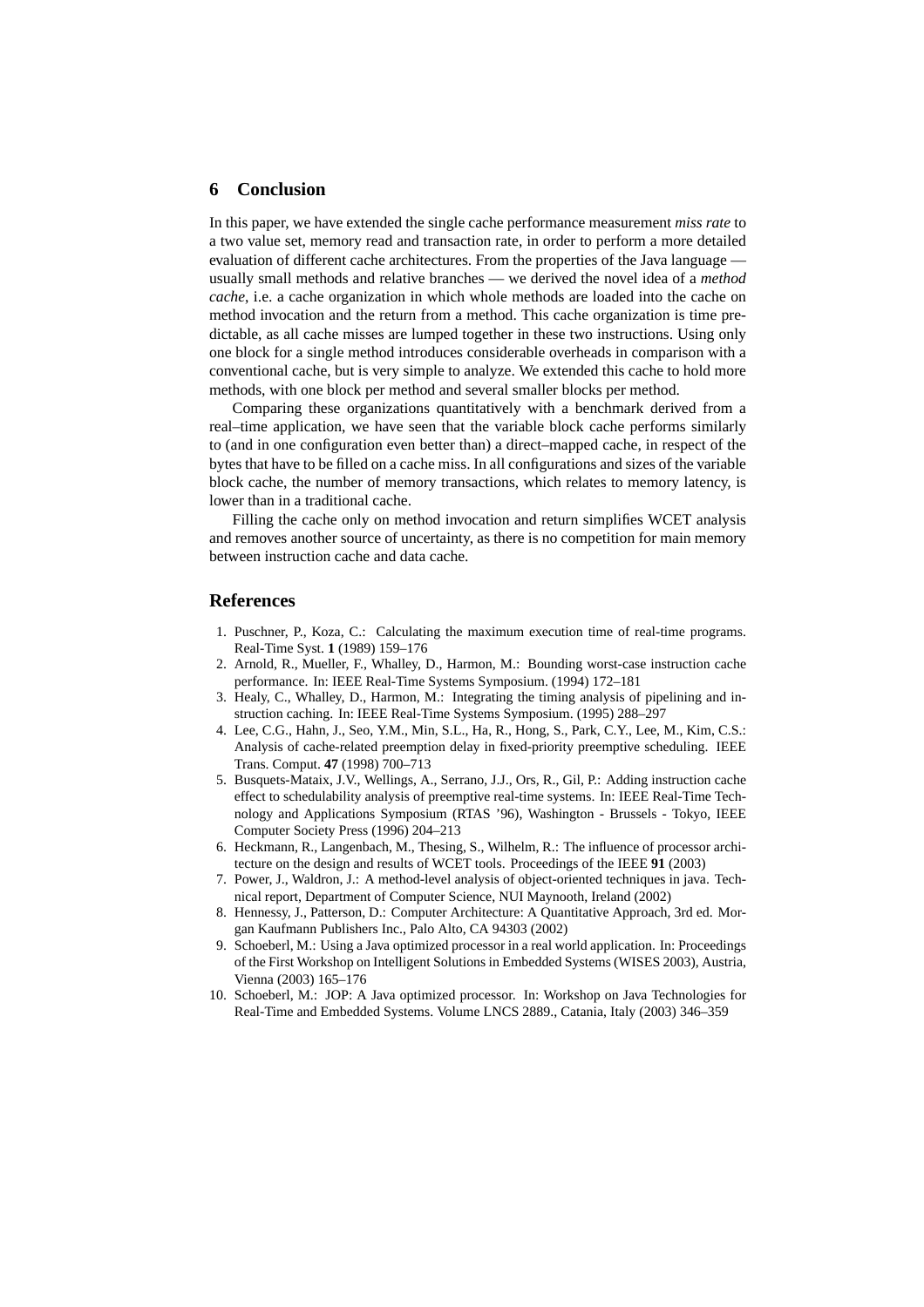## 6 Conclusion

In this paper, we have extended the single cache performance measurement *miss rate* to a two value set, memory read and transaction rate, in order to perform a more detailed evaluation of different cache architectures. From the properties of the Java language — usually small methods and relative branches — we derived the novel idea of a *method cache*, i.e. a cache organization in which whole methods are loaded into the cache on method invocation and the return from a method. This cache organization is time predictable, as all cache misses are lumped together in these two instructions. Using only one block for a single method introduces considerable overheads in comparison with a conventional cache, but is very simple to analyze. We extended this cache to hold more methods, with one block per method and several smaller blocks per method.

Comparing these organizations quantitatively with a benchmark derived from a real–time application, we have seen that the variable block cache performs similarly to (and in one configuration even better than) a direct–mapped cache, in respect of the bytes that have to be filled on a cache miss. In all configurations and sizes of the variable block cache, the number of memory transactions, which relates to memory latency, is lower than in a traditional cache.

Filling the cache only on method invocation and return simplifies WCET analysis and removes another source of uncertainty, as there is no competition for main memory between instruction cache and data cache.

## References

1. Puschner, P., Koza, C.: Calculating the maximum execution time of real-time programs. Real-Time Syst. **1** (1989) 159–176
2. Arnold, R., Mueller, F., Whalley, D., Harmon, M.: Bounding worst-case instruction cache performance. In: IEEE Real-Time Systems Symposium. (1994) 172–181
3. Healy, C., Whalley, D., Harmon, M.: Integrating the timing analysis of pipelining and instruction caching. In: IEEE Real-Time Systems Symposium. (1995) 288–297
4. Lee, C.G., Hahn, J., Seo, Y.M., Min, S.L., Ha, R., Hong, S., Park, C.Y., Lee, M., Kim, C.S.: Analysis of cache-related preemption delay in fixed-priority preemptive scheduling. IEEE Trans. Comput. **47** (1998) 700–713
5. Busquets-Mataix, J.V., Wellings, A., Serrano, J.J., Ors, R., Gil, P.: Adding instruction cache effect to schedulability analysis of preemptive real-time systems. In: IEEE Real-Time Technology and Applications Symposium (RTAS '96), Washington - Brussels - Tokyo, IEEE Computer Society Press (1996) 204–213
6. Heckmann, R., Langenbach, M., Thesing, S., Wilhelm, R.: The influence of processor architecture on the design and results of WCET tools. Proceedings of the IEEE **91** (2003)
7. Power, J., Waldron, J.: A method-level analysis of object-oriented techniques in java. Technical report, Department of Computer Science, NUI Maynooth, Ireland (2002)
8. Hennessy, J., Patterson, D.: Computer Architecture: A Quantitative Approach, 3rd ed. Morgan Kaufmann Publishers Inc., Palo Alto, CA 94303 (2002)
9. Schoeberl, M.: Using a Java optimized processor in a real world application. In: Proceedings of the First Workshop on Intelligent Solutions in Embedded Systems (WISES 2003), Austria, Vienna (2003) 165–176
10. Schoeberl, M.: JOP: A Java optimized processor. In: Workshop on Java Technologies for Real-Time and Embedded Systems. Volume LNCS 2889., Catania, Italy (2003) 346–359